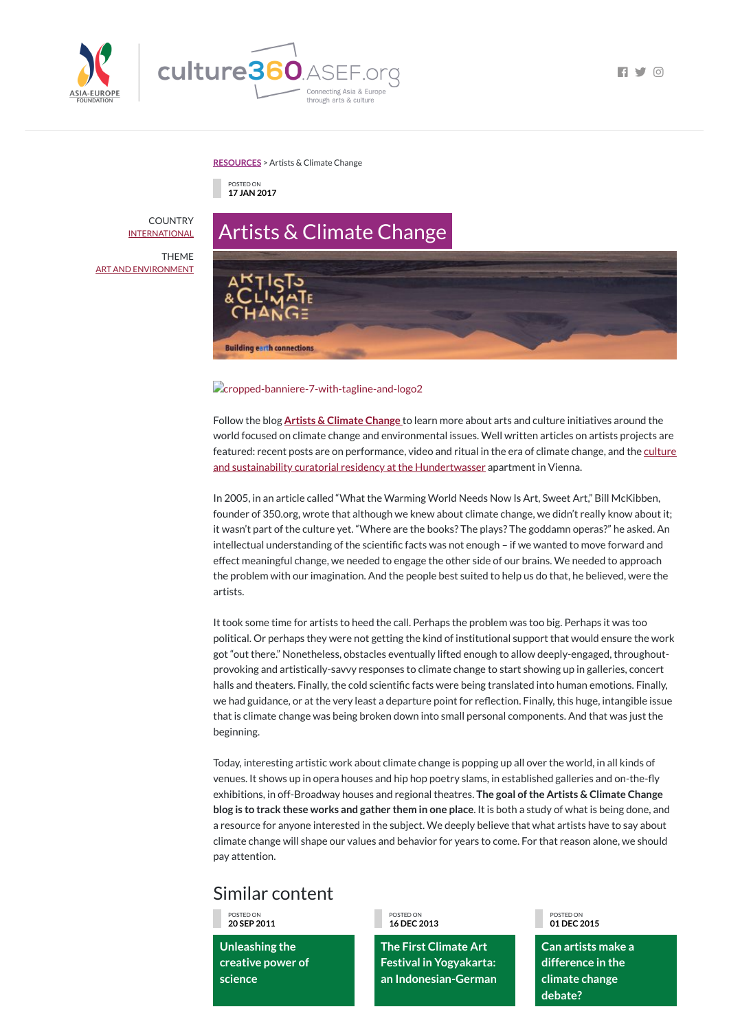RESOURCES > Artists & Climate Change

POSTED ON
17 JAN 2017

COUNTRY
INTERNATIONAL

THEME
ART AND ENVIRONMENT

# Artists & Climate Change

cropped-banniere-7-with-tagline-and-logo2

Follow the blog **Artists & Climate Change** to learn more about arts and culture initiatives around the world focused on climate change and environmental issues. Well written articles on artists projects are featured: recent posts are on performance, video and ritual in the era of climate change, and the culture and sustainability curatorial residency at the Hundertwasser apartment in Vienna.

In 2005, in an article called "What the Warming World Needs Now Is Art, Sweet Art," Bill McKibben, founder of 350.org, wrote that although we knew about climate change, we didn't really know about it; it wasn't part of the culture yet. "Where are the books? The plays? The goddamn operas?" he asked. An intellectual understanding of the scientific facts was not enough – if we wanted to move forward and effect meaningful change, we needed to engage the other side of our brains. We needed to approach the problem with our imagination. And the people best suited to help us do that, he believed, were the artists.

It took some time for artists to heed the call. Perhaps the problem was too big. Perhaps it was too political. Or perhaps they were not getting the kind of institutional support that would ensure the work got "out there." Nonetheless, obstacles eventually lifted enough to allow deeply-engaged, throughout-provoking and artistically-savvy responses to climate change to start showing up in galleries, concert halls and theaters. Finally, the cold scientific facts were being translated into human emotions. Finally, we had guidance, or at the very least a departure point for reflection. Finally, this huge, intangible issue that is climate change was being broken down into small personal components. And that was just the beginning.

Today, interesting artistic work about climate change is popping up all over the world, in all kinds of venues. It shows up in opera houses and hip hop poetry slams, in established galleries and on-the-fly exhibitions, in off-Broadway houses and regional theatres. **The goal of the Artists & Climate Change blog is to track these works and gather them in one place**. It is both a study of what is being done, and a resource for anyone interested in the subject. We deeply believe that what artists have to say about climate change will shape our values and behavior for years to come. For that reason alone, we should pay attention.

## Similar content

POSTED ON
20 SEP 2011

**Unleashing the creative power of science**

POSTED ON
16 DEC 2013

**The First Climate Art Festival in Yogyakarta: an Indonesian-German**

POSTED ON
01 DEC 2015

**Can artists make a difference in the climate change debate?**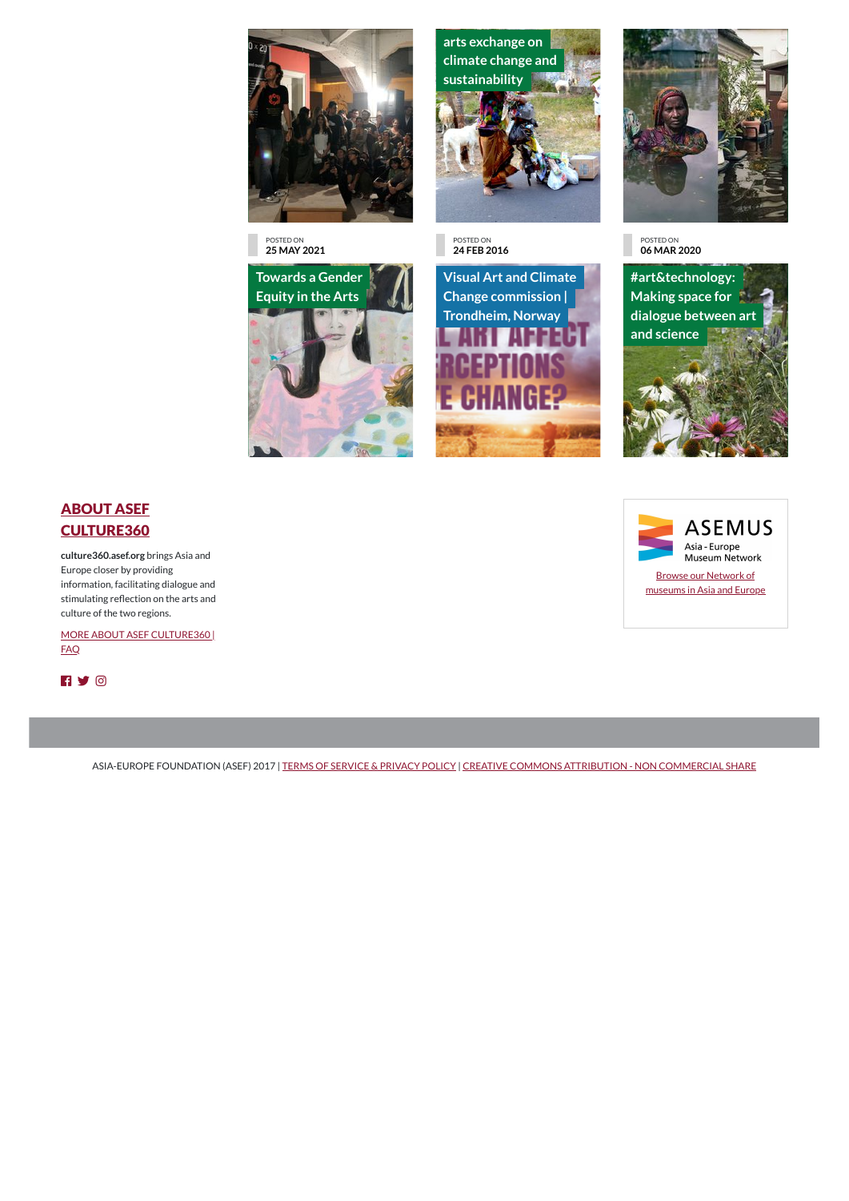arts exchange on climate change and sustainability

POSTED ON
25 MAY 2021

Towards a Gender Equity in the Arts

POSTED ON
24 FEB 2016

Visual Art and Climate Change commission | Trondheim, Norway

POSTED ON
06 MAR 2020

#art&technology: Making space for dialogue between art and science

## ABOUT ASEF CULTURE360

**culture360.asef.org** brings Asia and Europe closer by providing information, facilitating dialogue and stimulating reflection on the arts and culture of the two regions.

MORE ABOUT ASEF CULTURE360 | FAQ

ASEMUS
Asia - Europe
Museum Network

Browse our Network of museums in Asia and Europe

ASIA-EUROPE FOUNDATION (ASEF) 2017 | TERMS OF SERVICE & PRIVACY POLICY | CREATIVE COMMONS ATTRIBUTION - NON COMMERCIAL SHARE